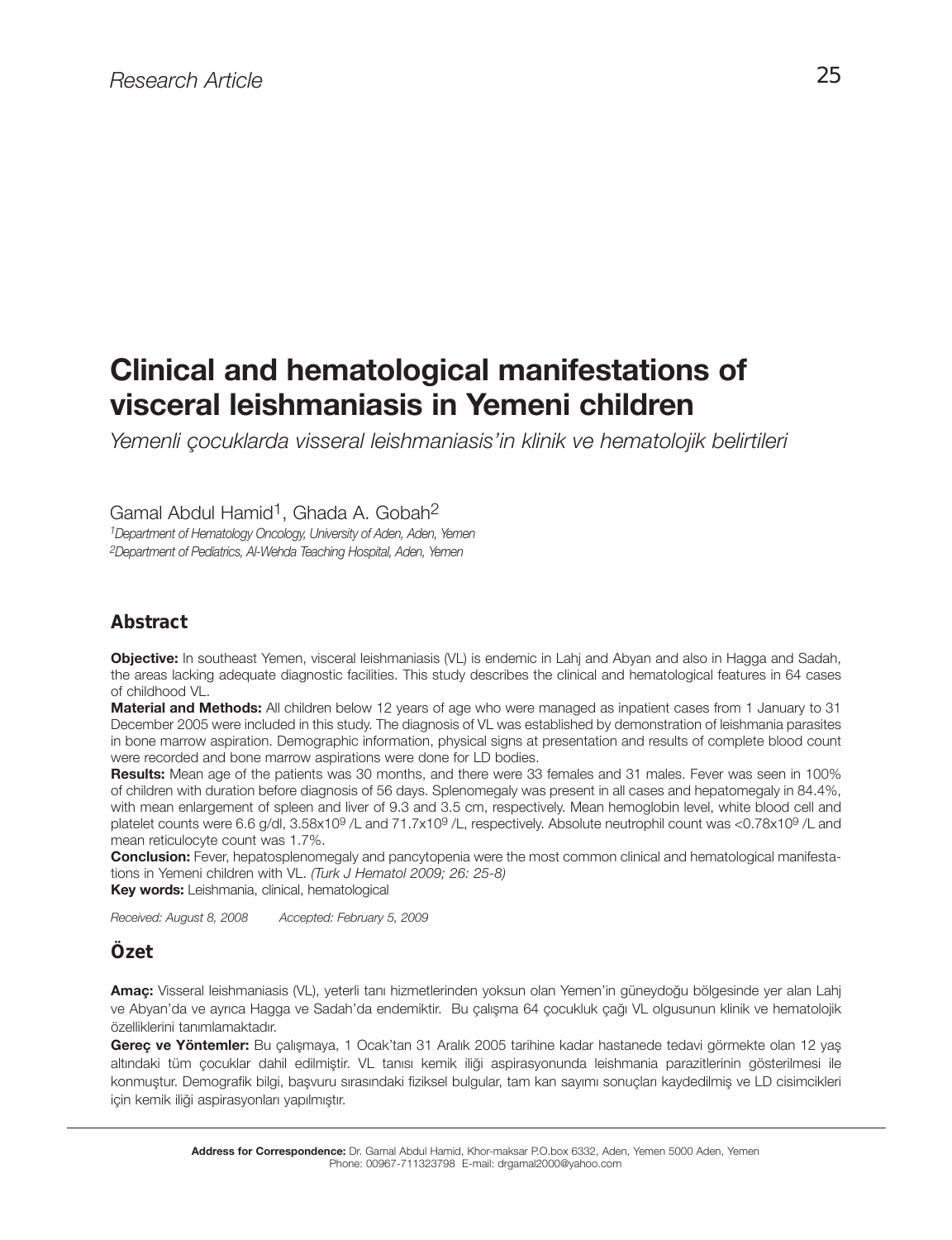Research Article

# Clinical and hematological manifestations of visceral leishmaniasis in Yemeni children

*Yemenli çocuklarda visseral leishmaniasis'in klinik ve hematolojik belirtileri*

Gamal Abdul Hamid[1], Ghada A. Gobah[2]

[1]*Department of Hematology Oncology, University of Aden, Aden, Yemen*
[2]*Department of Pediatrics, Al-Wehda Teaching Hospital, Aden, Yemen*

## Abstract

**Objective:** In southeast Yemen, visceral leishmaniasis (VL) is endemic in Lahj and Abyan and also in Hagga and Sadah, the areas lacking adequate diagnostic facilities. This study describes the clinical and hematological features in 64 cases of childhood VL.

**Material and Methods:** All children below 12 years of age who were managed as inpatient cases from 1 January to 31 December 2005 were included in this study. The diagnosis of VL was established by demonstration of leishmania parasites in bone marrow aspiration. Demographic information, physical signs at presentation and results of complete blood count were recorded and bone marrow aspirations were done for LD bodies.

**Results:** Mean age of the patients was 30 months, and there were 33 females and 31 males. Fever was seen in 100% of children with duration before diagnosis of 56 days. Splenomegaly was present in all cases and hepatomegaly in 84.4%, with mean enlargement of spleen and liver of 9.3 and 3.5 cm, respectively. Mean hemoglobin level, white blood cell and platelet counts were 6.6 g/dl, $3.58 \times 10^9$ /L and $71.7 \times 10^9$ /L, respectively. Absolute neutrophil count was $<0.78 \times 10^9$ /L and mean reticulocyte count was 1.7%.

**Conclusion:** Fever, hepatosplenomegaly and pancytopenia were the most common clinical and hematological manifestations in Yemeni children with VL. *(Turk J Hematol 2009; 26: 25-8)*

**Key words:** Leishmania, clinical, hematological

*Received: August 8, 2008 Accepted: February 5, 2009*

## Özet

**Amaç:** Visseral leishmaniasis (VL), yeterli tanı hizmetlerinden yoksun olan Yemen'in güneydoğu bölgesinde yer alan Lahj ve Abyan'da ve ayrıca Hagga ve Sadah'da endemiktir. Bu çalışma 64 çocukluk çağı VL olgusunun klinik ve hematolojik özelliklerini tanımlamaktadır.

**Gereç ve Yöntemler:** Bu çalışmaya, 1 Ocak'tan 31 Aralık 2005 tarihine kadar hastanede tedavi görmekte olan 12 yaş altındaki tüm çocuklar dahil edilmiştir. VL tanısı kemik iliği aspirasyonunda leishmania parazitlerinin gösterilmesi ile konmuştur. Demografik bilgi, başvuru sırasındaki fiziksel bulgular, tam kan sayımı sonuçları kaydedilmiş ve LD cisimcikleri için kemik iliği aspirasyonları yapılmıştır.

**Address for Correspondence:** Dr. Gamal Abdul Hamid, Khor-maksar P.O.box 6332, Aden, Yemen 5000 Aden, Yemen
Phone: 00967-711323798 E-mail: drgamal2000@yahoo.com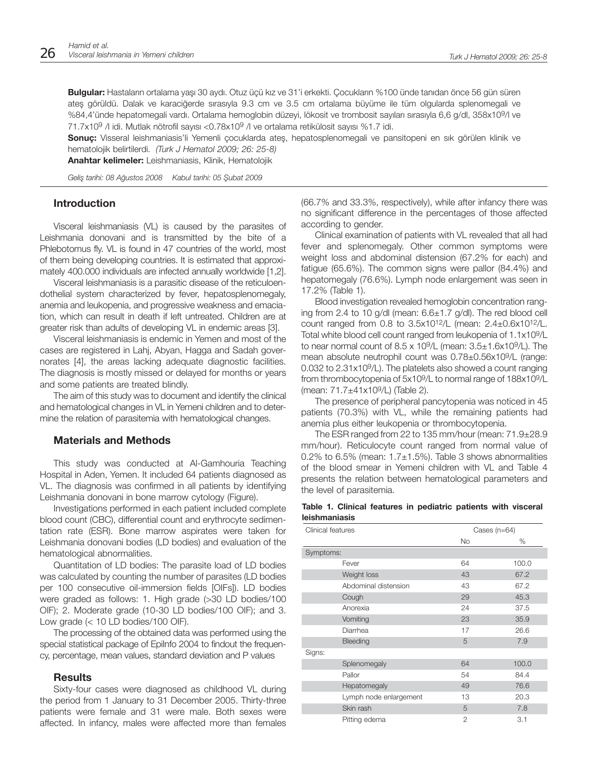**Bulgular:** Hastaların ortalama yaşı 30 aydı. Otuz üçü kız ve 31'i erkekti. Çocukların %100 ünde tanıdan önce 56 gün süren ateş görüldü. Dalak ve karaciğerde sırasıyla 9.3 cm ve 3.5 cm ortalama büyüme ile tüm olgularda splenomegali ve %84,4'ünde hepatomegali vardı. Ortalama hemoglobin düzeyi, lökosit ve trombosit sayıları sırasıyla 6,6 g/dl, 358x10$^9$/l ve 71.7x10$^9$ /l idi. Mutlak nötrofil sayısı <0.78x10$^9$ /l ve ortalama retikülosit sayısı %1.7 idi.

**Sonuç:** Visseral leishmaniasis'li Yemenli çocuklarda ateş, hepatosplenomegali ve pansitopeni en sık görülen klinik ve hematolojik belirtilerdi. *(Turk J Hematol 2009; 26: 25-8)*

**Anahtar kelimeler:** Leishmaniasis, Klinik, Hematolojik

*Geliş tarihi: 08 Ağustos 2008 Kabul tarihi: 05 Şubat 2009*

## Introduction

Visceral leishmaniasis (VL) is caused by the parasites of Leishmania donovani and is transmitted by the bite of a Phlebotomus fly. VL is found in 47 countries of the world, most of them being developing countries. It is estimated that approximately 400.000 individuals are infected annually worldwide [1,2].

Visceral leishmaniasis is a parasitic disease of the reticuloendothelial system characterized by fever, hepatosplenomegaly, anemia and leukopenia, and progressive weakness and emaciation, which can result in death if left untreated. Children are at greater risk than adults of developing VL in endemic areas [3].

Visceral leishmaniasis is endemic in Yemen and most of the cases are registered in Lahj, Abyan, Hagga and Sadah governorates [4], the areas lacking adequate diagnostic facilities. The diagnosis is mostly missed or delayed for months or years and some patients are treated blindly.

The aim of this study was to document and identify the clinical and hematological changes in VL in Yemeni children and to determine the relation of parasitemia with hematological changes.

## Materials and Methods

This study was conducted at Al-Gamhouria Teaching Hospital in Aden, Yemen. It included 64 patients diagnosed as VL. The diagnosis was confirmed in all patients by identifying Leishmania donovani in bone marrow cytology (Figure).

Investigations performed in each patient included complete blood count (CBC), differential count and erythrocyte sedimentation rate (ESR). Bone marrow aspirates were taken for Leishmania donovani bodies (LD bodies) and evaluation of the hematological abnormalities.

Quantitation of LD bodies: The parasite load of LD bodies was calculated by counting the number of parasites (LD bodies per 100 consecutive oil-immersion fields [OIFs]). LD bodies were graded as follows: 1. High grade (>30 LD bodies/100 OIF); 2. Moderate grade (10-30 LD bodies/100 OIF); and 3. Low grade (< 10 LD bodies/100 OIF).

The processing of the obtained data was performed using the special statistical package of EpiInfo 2004 to findout the frequency, percentage, mean values, standard deviation and P values

## Results

Sixty-four cases were diagnosed as childhood VL during the period from 1 January to 31 December 2005. Thirty-three patients were female and 31 were male. Both sexes were affected. In infancy, males were affected more than females (66.7% and 33.3%, respectively), while after infancy there was no significant difference in the percentages of those affected according to gender.

Clinical examination of patients with VL revealed that all had fever and splenomegaly. Other common symptoms were weight loss and abdominal distension (67.2% for each) and fatigue (65.6%). The common signs were pallor (84.4%) and hepatomegaly (76.6%). Lymph node enlargement was seen in 17.2% (Table 1).

Blood investigation revealed hemoglobin concentration ranging from 2.4 to 10 g/dl (mean: 6.6±1.7 g/dl). The red blood cell count ranged from 0.8 to 3.5x10$^{12}$/L (mean: 2.4±0.6x10$^{12}$/L. Total white blood cell count ranged from leukopenia of 1.1x10$^9$/L to near normal count of 8.5 x 10$^9$/L (mean: 3.5±1.6x10$^9$/L). The mean absolute neutrophil count was 0.78±0.56x10$^9$/L (range: 0.032 to 2.31x10$^9$/L). The platelets also showed a count ranging from thrombocytopenia of 5x10$^9$/L to normal range of 188x10$^9$/L (mean: 71.7±41x10$^9$/L) (Table 2).

The presence of peripheral pancytopenia was noticed in 45 patients (70.3%) with VL, while the remaining patients had anemia plus either leukopenia or thrombocytopenia.

The ESR ranged from 22 to 135 mm/hour (mean: 71.9±28.9 mm/hour). Reticulocyte count ranged from normal value of 0.2% to 6.5% (mean: 1.7±1.5%). Table 3 shows abnormalities of the blood smear in Yemeni children with VL and Table 4 presents the relation between hematological parameters and the level of parasitemia.

**Table 1. Clinical features in pediatric patients with visceral leishmaniasis**

| Clinical features | Cases (n=64) | |
|---|---|---|
| | No | % |
| Symptoms: | | |
| Fever | 64 | 100.0 |
| Weight loss | 43 | 67.2 |
| Abdominal distension | 43 | 67.2 |
| Cough | 29 | 45.3 |
| Anorexia | 24 | 37.5 |
| Vomiting | 23 | 35.9 |
| Diarrhea | 17 | 26.6 |
| Bleeding | 5 | 7.9 |
| Signs: | | |
| Splenomegaly | 64 | 100.0 |
| Pallor | 54 | 84.4 |
| Hepatomegaly | 49 | 76.6 |
| Lymph node enlargement | 13 | 20.3 |
| Skin rash | 5 | 7.8 |
| Pitting edema | 2 | 3.1 |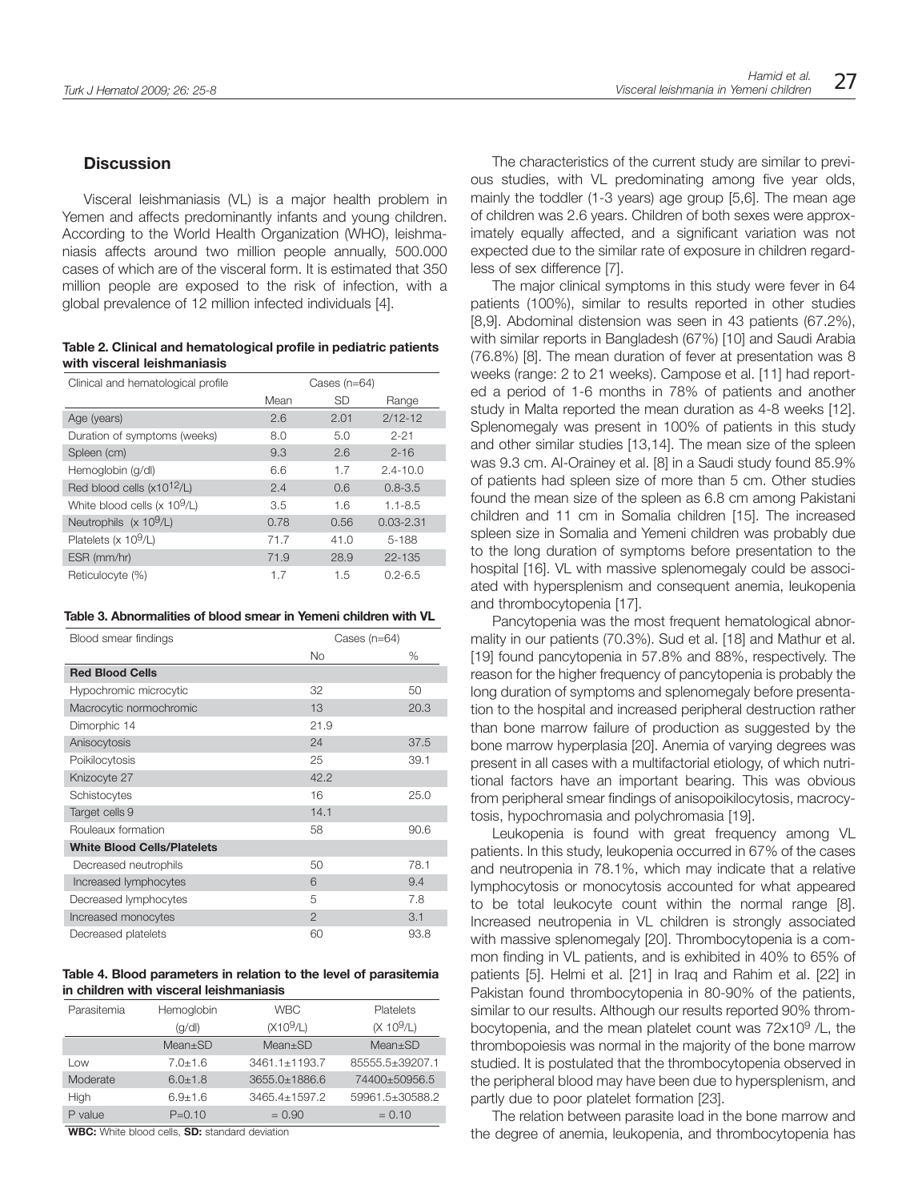## Discussion

Visceral leishmaniasis (VL) is a major health problem in Yemen and affects predominantly infants and young children. According to the World Health Organization (WHO), leishmaniasis affects around two million people annually, 500.000 cases of which are of the visceral form. It is estimated that 350 million people are exposed to the risk of infection, with a global prevalence of 12 million infected individuals [4].

**Table 2. Clinical and hematological profile in pediatric patients with visceral leishmaniasis**

| Clinical and hematological profile | Cases (n=64) | | |
|---|---|---|---|
| | Mean | SD | Range |
| Age (years) | 2.6 | 2.01 | 2/12-12 |
| Duration of symptoms (weeks) | 8.0 | 5.0 | 2-21 |
| Spleen (cm) | 9.3 | 2.6 | 2-16 |
| Hemoglobin (g/dl) | 6.6 | 1.7 | 2.4-10.0 |
| Red blood cells ($x10^{12}$/L) | 2.4 | 0.6 | 0.8-3.5 |
| White blood cells (x $10^9$/L) | 3.5 | 1.6 | 1.1-8.5 |
| Neutrophils (x $10^9$/L) | 0.78 | 0.56 | 0.03-2.31 |
| Platelets (x $10^9$/L) | 71.7 | 41.0 | 5-188 |
| ESR (mm/hr) | 71.9 | 28.9 | 22-135 |
| Reticulocyte (%) | 1.7 | 1.5 | 0.2-6.5 |

**Table 3. Abnormalities of blood smear in Yemeni children with VL**

| Blood smear findings | Cases (n=64) | |
|---|---|---|
| | No | % |
| **Red Blood Cells** | | |
| Hypochromic microcytic | 32 | 50 |
| Macrocytic normochromic | 13 | 20.3 |
| Dimorphic 14 | 21.9 | |
| Anisocytosis | 24 | 37.5 |
| Poikilocytosis | 25 | 39.1 |
| Knizocyte 27 | 42.2 | |
| Schistocytes | 16 | 25.0 |
| Target cells 9 | 14.1 | |
| Rouleaux formation | 58 | 90.6 |
| **White Blood Cells/Platelets** | | |
| Decreased neutrophils | 50 | 78.1 |
| Increased lymphocytes | 6 | 9.4 |
| Decreased lymphocytes | 5 | 7.8 |
| Increased monocytes | 2 | 3.1 |
| Decreased platelets | 60 | 93.8 |

**Table 4. Blood parameters in relation to the level of parasitemia in children with visceral leishmaniasis**

| Parasitemia | Hemoglobin (g/dl) | WBC ($X10^9$/L) | Platelets (X $10^9$/L) |
|---|---|---|---|
| | Mean±SD | Mean±SD | Mean±SD |
| Low | 7.0±1.6 | 3461.1±1193.7 | 85555.5±39207.1 |
| Moderate | 6.0±1.8 | 3655.0±1886.6 | 74400±50956.5 |
| High | 6.9±1.6 | 3465.4±1597.2 | 59961.5±30588.2 |
| P value | P=0.10 | = 0.90 | = 0.10 |

**WBC:** White blood cells, **SD:** standard deviation

The characteristics of the current study are similar to previous studies, with VL predominating among five year olds, mainly the toddler (1-3 years) age group [5,6]. The mean age of children was 2.6 years. Children of both sexes were approximately equally affected, and a significant variation was not expected due to the similar rate of exposure in children regardless of sex difference [7].

The major clinical symptoms in this study were fever in 64 patients (100%), similar to results reported in other studies [8,9]. Abdominal distension was seen in 43 patients (67.2%), with similar reports in Bangladesh (67%) [10] and Saudi Arabia (76.8%) [8]. The mean duration of fever at presentation was 8 weeks (range: 2 to 21 weeks). Campose et al. [11] had reported a period of 1-6 months in 78% of patients and another study in Malta reported the mean duration as 4-8 weeks [12]. Splenomegaly was present in 100% of patients in this study and other similar studies [13,14]. The mean size of the spleen was 9.3 cm. Al-Orainey et al. [8] in a Saudi study found 85.9% of patients had spleen size of more than 5 cm. Other studies found the mean size of the spleen as 6.8 cm among Pakistani children and 11 cm in Somalia children [15]. The increased spleen size in Somalia and Yemeni children was probably due to the long duration of symptoms before presentation to the hospital [16]. VL with massive splenomegaly could be associated with hypersplenism and consequent anemia, leukopenia and thrombocytopenia [17].

Pancytopenia was the most frequent hematological abnormality in our patients (70.3%). Sud et al. [18] and Mathur et al. [19] found pancytopenia in 57.8% and 88%, respectively. The reason for the higher frequency of pancytopenia is probably the long duration of symptoms and splenomegaly before presentation to the hospital and increased peripheral destruction rather than bone marrow failure of production as suggested by the bone marrow hyperplasia [20]. Anemia of varying degrees was present in all cases with a multifactorial etiology, of which nutritional factors have an important bearing. This was obvious from peripheral smear findings of anisopoikilocytosis, macrocytosis, hypochromasia and polychromasia [19].

Leukopenia is found with great frequency among VL patients. In this study, leukopenia occurred in 67% of the cases and neutropenia in 78.1%, which may indicate that a relative lymphocytosis or monocytosis accounted for what appeared to be total leukocyte count within the normal range [8]. Increased neutropenia in VL children is strongly associated with massive splenomegaly [20]. Thrombocytopenia is a common finding in VL patients, and is exhibited in 40% to 65% of patients [5]. Helmi et al. [21] in Iraq and Rahim et al. [22] in Pakistan found thrombocytopenia in 80-90% of the patients, similar to our results. Although our results reported 90% thrombocytopenia, and the mean platelet count was $72x10^9$ /L, the thrombopoiesis was normal in the majority of the bone marrow studied. It is postulated that the thrombocytopenia observed in the peripheral blood may have been due to hypersplenism, and partly due to poor platelet formation [23].

The relation between parasite load in the bone marrow and the degree of anemia, leukopenia, and thrombocytopenia has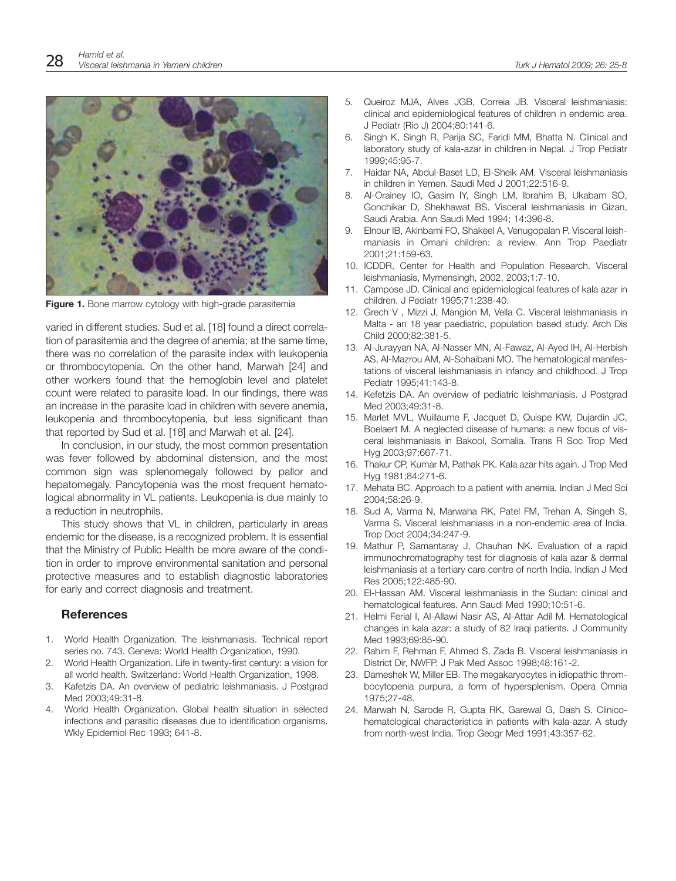**Figure 1.** Bone marrow cytology with high-grade parasitemia

varied in different studies. Sud et al. [18] found a direct correlation of parasitemia and the degree of anemia; at the same time, there was no correlation of the parasite index with leukopenia or thrombocytopenia. On the other hand, Marwah [24] and other workers found that the hemoglobin level and platelet count were related to parasite load. In our findings, there was an increase in the parasite load in children with severe anemia, leukopenia and thrombocytopenia, but less significant than that reported by Sud et al. [18] and Marwah et al. [24].

In conclusion, in our study, the most common presentation was fever followed by abdominal distension, and the most common sign was splenomegaly followed by pallor and hepatomegaly. Pancytopenia was the most frequent hematological abnormality in VL patients. Leukopenia is due mainly to a reduction in neutrophils.

This study shows that VL in children, particularly in areas endemic for the disease, is a recognized problem. It is essential that the Ministry of Public Health be more aware of the condition in order to improve environmental sanitation and personal protective measures and to establish diagnostic laboratories for early and correct diagnosis and treatment.

## References

1. World Health Organization. The leishmaniasis. Technical report series no. 743. Geneva: World Health Organization, 1990.
2. World Health Organization. Life in twenty-first century: a vision for all world health. Switzerland: World Health Organization, 1998.
3. Kafetzis DA. An overview of pediatric leishmaniasis. J Postgrad Med 2003;49:31-8.
4. World Health Organization. Global health situation in selected infections and parasitic diseases due to identification organisms. Wkly Epidemiol Rec 1993; 641-8.
5. Queiroz MJA, Alves JGB, Correia JB. Visceral leishmaniasis: clinical and epidemiological features of children in endemic area. J Pediatr (Rio J) 2004;80:141-6.
6. Singh K, Singh R, Parija SC, Faridi MM, Bhatta N. Clinical and laboratory study of kala-azar in children in Nepal. J Trop Pediatr 1999;45:95-7.
7. Haidar NA, Abdul-Baset LD, El-Sheik AM. Visceral leishmaniasis in children in Yemen. Saudi Med J 2001;22:516-9.
8. Al-Orainey IO, Gasim IY, Singh LM, Ibrahim B, Ukabam SO, Gonchikar D, Shekhawat BS. Visceral leishmaniasis in Gizan, Saudi Arabia. Ann Saudi Med 1994; 14:396-8.
9. Elnour IB, Akinbami FO, Shakeel A, Venugopalan P. Visceral leishmaniasis in Omani children: a review. Ann Trop Paediatr 2001;21:159-63.
10. ICDDR, Center for Health and Population Research. Visceral leishmaniasis, Mymensingh, 2002, 2003;1:7-10.
11. Campose JD. Clinical and epidemiological features of kala azar in children. J Pediatr 1995;71:238-40.
12. Grech V , Mizzi J, Mangion M, Vella C. Visceral leishmaniasis in Malta - an 18 year paediatric, population based study. Arch Dis Child 2000;82:381-5.
13. Al-Jurayyan NA, Al-Nasser MN, Al-Fawaz, Al-Ayed IH, Al-Herbish AS, Al-Mazrou AM, Al-Sohaibani MO. The hematological manifestations of visceral leishmaniasis in infancy and childhood. J Trop Pediatr 1995;41:143-8.
14. Kefetzis DA. An overview of pediatric leishmaniasis. J Postgrad Med 2003;49:31-8.
15. Marlet MVL, Wuillaume F, Jacquet D, Quispe KW, Dujardin JC, Boelaert M. A neglected disease of humans: a new focus of visceral leishmaniasis in Bakool, Somalia. Trans R Soc Trop Med Hyg 2003;97:667-71.
16. Thakur CP, Kumar M, Pathak PK. Kala azar hits again. J Trop Med Hyg 1981;84:271-6.
17. Mehata BC. Approach to a patient with anemia. Indian J Med Sci 2004;58:26-9.
18. Sud A, Varma N, Marwaha RK, Patel FM, Trehan A, Singeh S, Varma S. Visceral leishmaniasis in a non-endemic area of India. Trop Doct 2004;34:247-9.
19. Mathur P, Samantaray J, Chauhan NK. Evaluation of a rapid immunochromatography test for diagnosis of kala azar & dermal leishmaniasis at a tertiary care centre of north India. Indian J Med Res 2005;122:485-90.
20. El-Hassan AM. Visceral leishmaniasis in the Sudan: clinical and hematological features. Ann Saudi Med 1990;10:51-6.
21. Helmi Ferial I, Al-Allawi Nasir AS, Al-Attar Adil M. Hematological changes in kala azar: a study of 82 Iraqi patients. J Community Med 1993;69:85-90.
22. Rahim F, Rehman F, Ahmed S, Zada B. Visceral leishmaniasis in District Dir, NWFP. J Pak Med Assoc 1998;48:161-2.
23. Dameshek W, Miller EB. The megakaryocytes in idiopathic thrombocytopenia purpura, a form of hypersplenism. Opera Omnia 1975;27-48.
24. Marwah N, Sarode R, Gupta RK, Garewal G, Dash S. Clinicohematological characteristics in patients with kala-azar. A study from north-west India. Trop Geogr Med 1991;43:357-62.